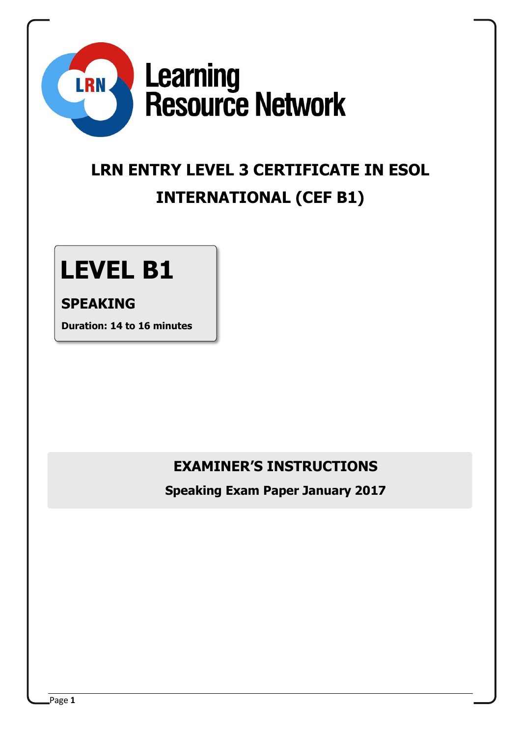Learning Resource Network

# LRN ENTRY LEVEL 3 CERTIFICATE IN ESOL INTERNATIONAL (CEF B1)

## LEVEL B1

### SPEAKING

**Duration: 14 to 16 minutes**

## EXAMINER'S INSTRUCTIONS

**Speaking Exam Paper January 2017**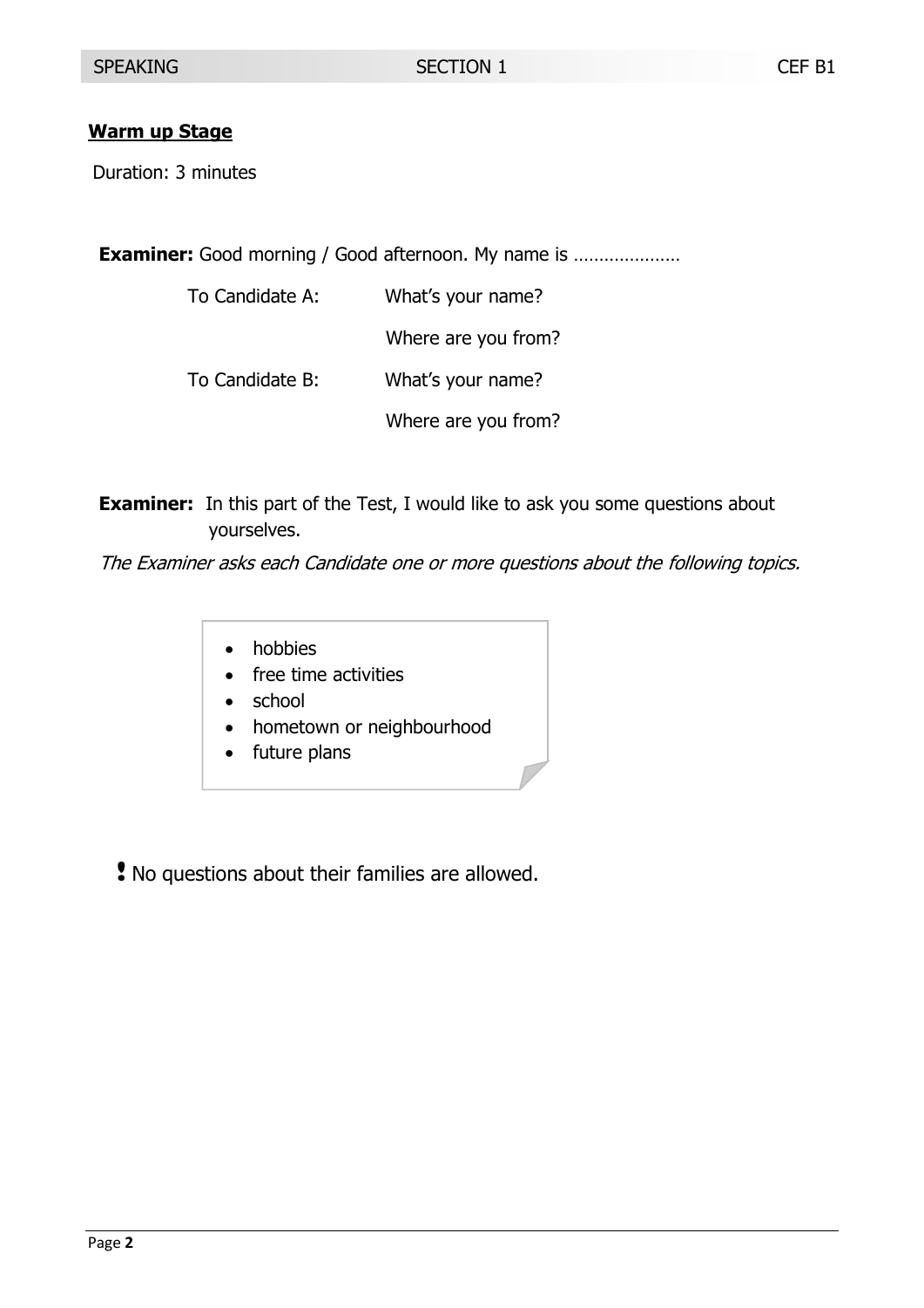## Warm up Stage

Duration: 3 minutes

**Examiner:** Good morning / Good afternoon. My name is …………………

| | |
|---|---|
| To Candidate A: | What's your name? |
| | Where are you from? |
| To Candidate B: | What's your name? |
| | Where are you from? |

**Examiner:** In this part of the Test, I would like to ask you some questions about yourselves.

*The Examiner asks each Candidate one or more questions about the following topics.*

- hobbies
- free time activities
- school
- hometown or neighbourhood
- future plans

**!** No questions about their families are allowed.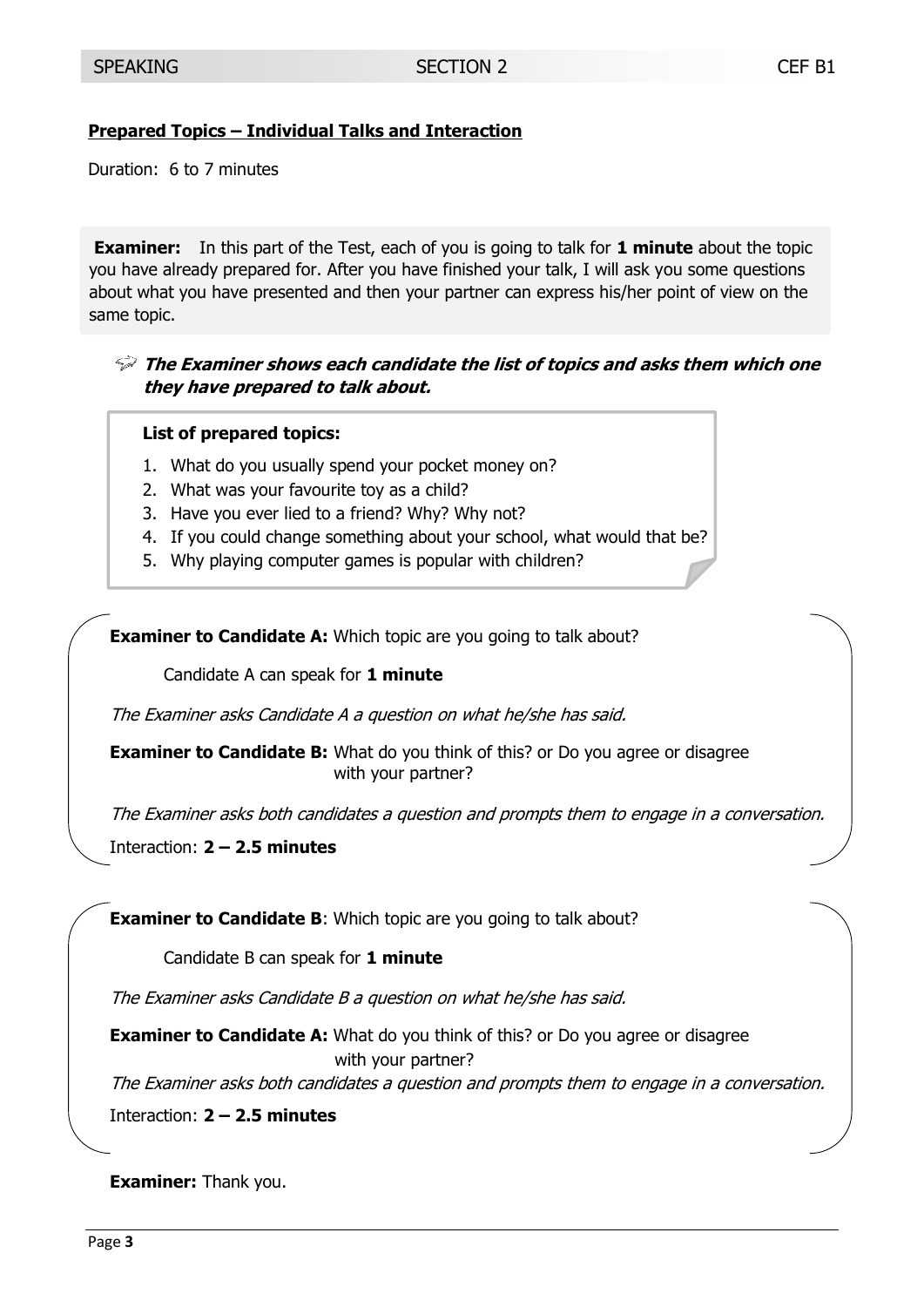**<u>Prepared Topics – Individual Talks and Interaction</u>**

Duration: 6 to 7 minutes

**Examiner:** In this part of the Test, each of you is going to talk for **1 minute** about the topic you have already prepared for. After you have finished your talk, I will ask you some questions about what you have presented and then your partner can express his/her point of view on the same topic.

***The Examiner shows each candidate the list of topics and asks them which one they have prepared to talk about.***

**List of prepared topics:**

1. What do you usually spend your pocket money on?
2. What was your favourite toy as a child?
3. Have you ever lied to a friend? Why? Why not?
4. If you could change something about your school, what would that be?
5. Why playing computer games is popular with children?

**Examiner to Candidate A:** Which topic are you going to talk about?

Candidate A can speak for **1 minute**

*The Examiner asks Candidate A a question on what he/she has said.*

**Examiner to Candidate B:** What do you think of this? or Do you agree or disagree with your partner?

*The Examiner asks both candidates a question and prompts them to engage in a conversation.*

Interaction: **2 – 2.5 minutes**

**Examiner to Candidate B**: Which topic are you going to talk about?

Candidate B can speak for **1 minute**

*The Examiner asks Candidate B a question on what he/she has said.*

**Examiner to Candidate A:** What do you think of this? or Do you agree or disagree with your partner?

*The Examiner asks both candidates a question and prompts them to engage in a conversation.*

Interaction: **2 – 2.5 minutes**

**Examiner:** Thank you.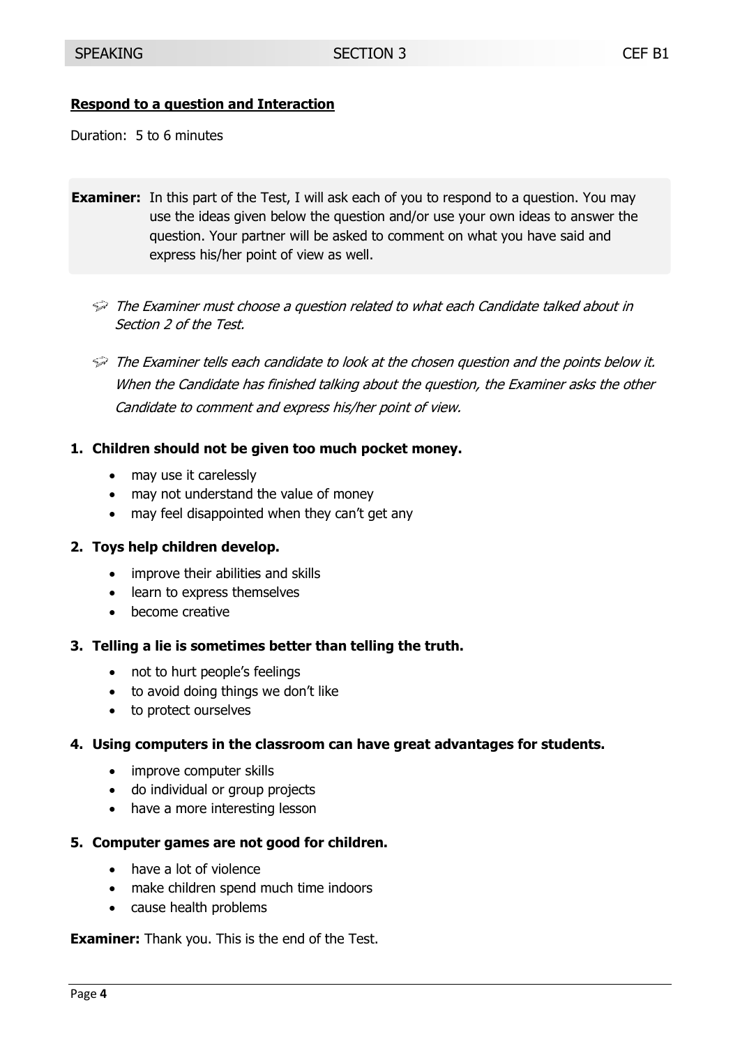**Respond to a question and Interaction**

Duration: 5 to 6 minutes

**Examiner:** In this part of the Test, I will ask each of you to respond to a question. You may use the ideas given below the question and/or use your own ideas to answer the question. Your partner will be asked to comment on what you have said and express his/her point of view as well.

- *The Examiner must choose a question related to what each Candidate talked about in Section 2 of the Test.*
- *The Examiner tells each candidate to look at the chosen question and the points below it. When the Candidate has finished talking about the question, the Examiner asks the other Candidate to comment and express his/her point of view.*

**1. Children should not be given too much pocket money.**

- may use it carelessly
- may not understand the value of money
- may feel disappointed when they can't get any

**2. Toys help children develop.**

- improve their abilities and skills
- learn to express themselves
- become creative

**3. Telling a lie is sometimes better than telling the truth.**

- not to hurt people's feelings
- to avoid doing things we don't like
- to protect ourselves

**4. Using computers in the classroom can have great advantages for students.**

- improve computer skills
- do individual or group projects
- have a more interesting lesson

**5. Computer games are not good for children.**

- have a lot of violence
- make children spend much time indoors
- cause health problems

**Examiner:** Thank you. This is the end of the Test.